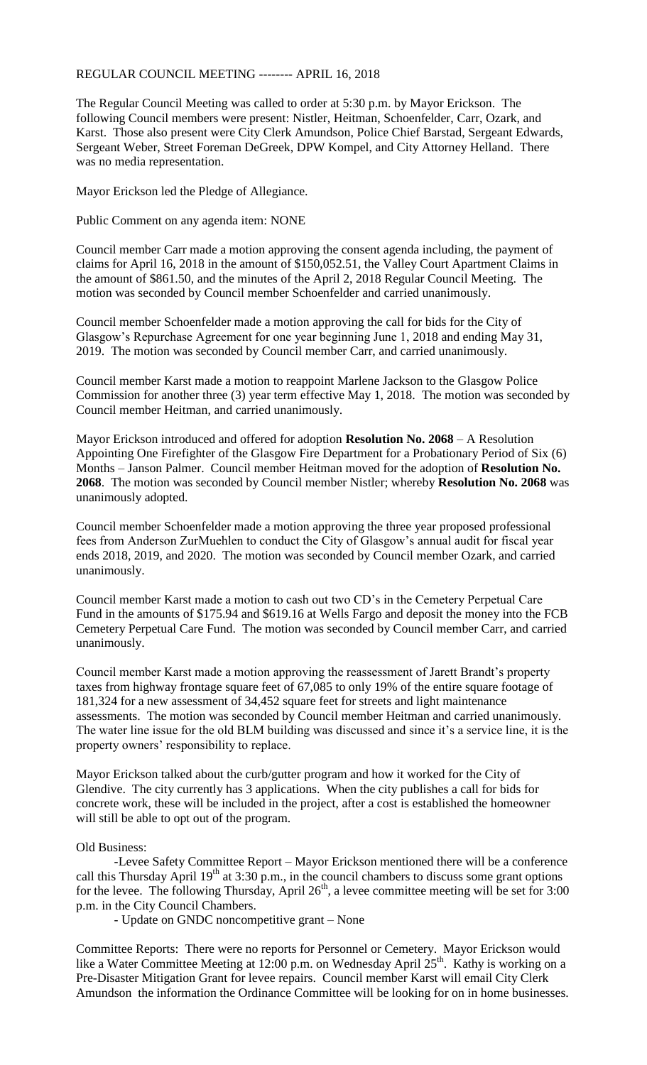REGULAR COUNCIL MEETING -------- APRIL 16, 2018

The Regular Council Meeting was called to order at 5:30 p.m. by Mayor Erickson. The following Council members were present: Nistler, Heitman, Schoenfelder, Carr, Ozark, and Karst. Those also present were City Clerk Amundson, Police Chief Barstad, Sergeant Edwards, Sergeant Weber, Street Foreman DeGreek, DPW Kompel, and City Attorney Helland. There was no media representation.

Mayor Erickson led the Pledge of Allegiance.

Public Comment on any agenda item: NONE

Council member Carr made a motion approving the consent agenda including, the payment of claims for April 16, 2018 in the amount of $150,052.51, the Valley Court Apartment Claims in the amount of $861.50, and the minutes of the April 2, 2018 Regular Council Meeting. The motion was seconded by Council member Schoenfelder and carried unanimously.

Council member Schoenfelder made a motion approving the call for bids for the City of Glasgow's Repurchase Agreement for one year beginning June 1, 2018 and ending May 31, 2019. The motion was seconded by Council member Carr, and carried unanimously.

Council member Karst made a motion to reappoint Marlene Jackson to the Glasgow Police Commission for another three (3) year term effective May 1, 2018. The motion was seconded by Council member Heitman, and carried unanimously.

Mayor Erickson introduced and offered for adoption **Resolution No. 2068** – A Resolution Appointing One Firefighter of the Glasgow Fire Department for a Probationary Period of Six (6) Months – Janson Palmer. Council member Heitman moved for the adoption of **Resolution No. 2068**. The motion was seconded by Council member Nistler; whereby **Resolution No. 2068** was unanimously adopted.

Council member Schoenfelder made a motion approving the three year proposed professional fees from Anderson ZurMuehlen to conduct the City of Glasgow's annual audit for fiscal year ends 2018, 2019, and 2020. The motion was seconded by Council member Ozark, and carried unanimously.

Council member Karst made a motion to cash out two CD's in the Cemetery Perpetual Care Fund in the amounts of $175.94 and $619.16 at Wells Fargo and deposit the money into the FCB Cemetery Perpetual Care Fund. The motion was seconded by Council member Carr, and carried unanimously.

Council member Karst made a motion approving the reassessment of Jarett Brandt's property taxes from highway frontage square feet of 67,085 to only 19% of the entire square footage of 181,324 for a new assessment of 34,452 square feet for streets and light maintenance assessments. The motion was seconded by Council member Heitman and carried unanimously. The water line issue for the old BLM building was discussed and since it's a service line, it is the property owners' responsibility to replace.

Mayor Erickson talked about the curb/gutter program and how it worked for the City of Glendive. The city currently has 3 applications. When the city publishes a call for bids for concrete work, these will be included in the project, after a cost is established the homeowner will still be able to opt out of the program.

Old Business:

-Levee Safety Committee Report – Mayor Erickson mentioned there will be a conference call this Thursday April 19th at 3:30 p.m., in the council chambers to discuss some grant options for the levee. The following Thursday, April 26th, a levee committee meeting will be set for 3:00 p.m. in the City Council Chambers.

- Update on GNDC noncompetitive grant – None

Committee Reports: There were no reports for Personnel or Cemetery. Mayor Erickson would like a Water Committee Meeting at 12:00 p.m. on Wednesday April 25th. Kathy is working on a Pre-Disaster Mitigation Grant for levee repairs. Council member Karst will email City Clerk Amundson the information the Ordinance Committee will be looking for on in home businesses.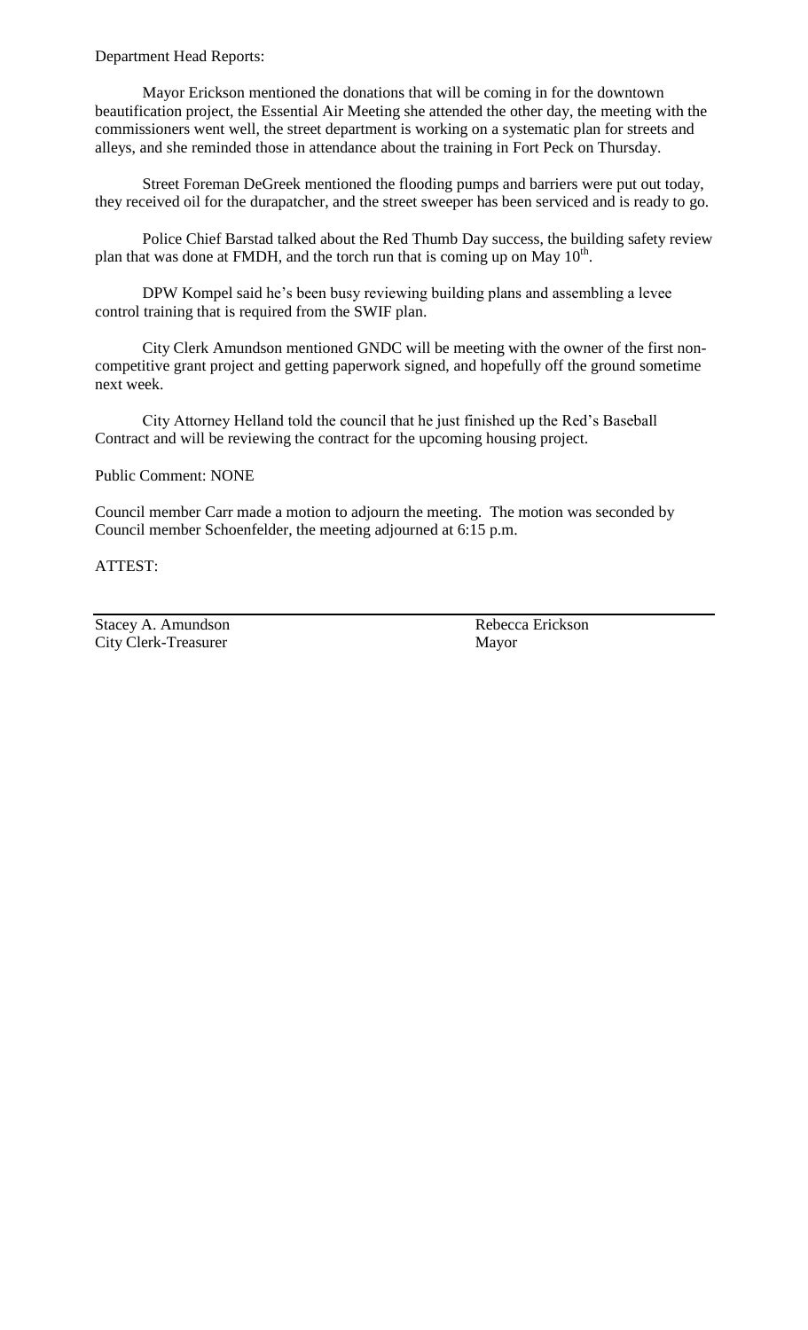Department Head Reports:

Mayor Erickson mentioned the donations that will be coming in for the downtown beautification project, the Essential Air Meeting she attended the other day, the meeting with the commissioners went well, the street department is working on a systematic plan for streets and alleys, and she reminded those in attendance about the training in Fort Peck on Thursday.

Street Foreman DeGreek mentioned the flooding pumps and barriers were put out today, they received oil for the durapatcher, and the street sweeper has been serviced and is ready to go.

Police Chief Barstad talked about the Red Thumb Day success, the building safety review plan that was done at FMDH, and the torch run that is coming up on May 10th.

DPW Kompel said he's been busy reviewing building plans and assembling a levee control training that is required from the SWIF plan.

City Clerk Amundson mentioned GNDC will be meeting with the owner of the first non-competitive grant project and getting paperwork signed, and hopefully off the ground sometime next week.

City Attorney Helland told the council that he just finished up the Red's Baseball Contract and will be reviewing the contract for the upcoming housing project.

Public Comment: NONE

Council member Carr made a motion to adjourn the meeting. The motion was seconded by Council member Schoenfelder, the meeting adjourned at 6:15 p.m.

ATTEST:

Stacey A. Amundson
City Clerk-Treasurer

Rebecca Erickson
Mayor